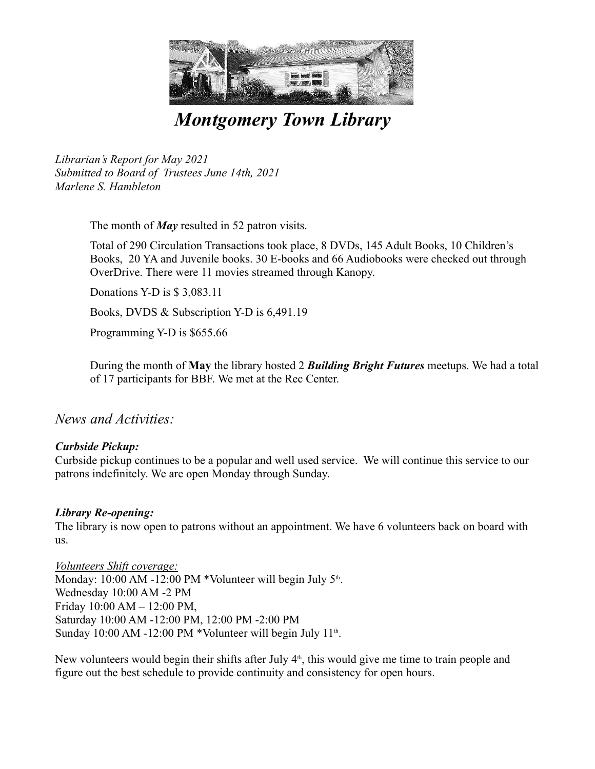# *Montgomery Town Library*

*Librarian's Report for May 2021*
*Submitted to Board of Trustees June 14th, 2021*
*Marlene S. Hambleton*

The month of ***May*** resulted in 52 patron visits.

Total of 290 Circulation Transactions took place, 8 DVDs, 145 Adult Books, 10 Children's Books, 20 YA and Juvenile books. 30 E-books and 66 Audiobooks were checked out through OverDrive. There were 11 movies streamed through Kanopy.

Donations Y-D is $ 3,083.11

Books, DVDS & Subscription Y-D is 6,491.19

Programming Y-D is $655.66

During the month of **May** the library hosted 2 ***Building Bright Futures*** meetups. We had a total of 17 participants for BBF. We met at the Rec Center.

## *News and Activities:*

***Curbside Pickup:***
Curbside pickup continues to be a popular and well used service. We will continue this service to our patrons indefinitely. We are open Monday through Sunday.

***Library Re-opening:***
The library is now open to patrons without an appointment. We have 6 volunteers back on board with us.

*Volunteers Shift coverage:*
Monday: 10:00 AM -12:00 PM *Volunteer will begin July 5th.
Wednesday 10:00 AM -2 PM
Friday 10:00 AM – 12:00 PM,
Saturday 10:00 AM -12:00 PM, 12:00 PM -2:00 PM
Sunday 10:00 AM -12:00 PM *Volunteer will begin July 11th.

New volunteers would begin their shifts after July 4th, this would give me time to train people and figure out the best schedule to provide continuity and consistency for open hours.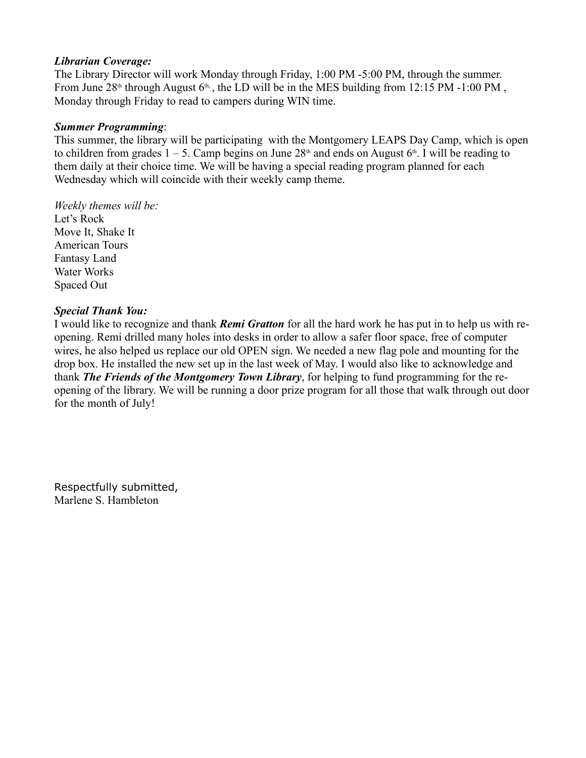***Librarian Coverage:***
The Library Director will work Monday through Friday, 1:00 PM -5:00 PM, through the summer. From June 28th through August 6th, , the LD will be in the MES building from 12:15 PM -1:00 PM , Monday through Friday to read to campers during WIN time.

***Summer Programming***:
This summer, the library will be participating with the Montgomery LEAPS Day Camp, which is open to children from grades 1 – 5. Camp begins on June 28th and ends on August 6th. I will be reading to them daily at their choice time. We will be having a special reading program planned for each Wednesday which will coincide with their weekly camp theme.

*Weekly themes will be:*
Let's Rock
Move It, Shake It
American Tours
Fantasy Land
Water Works
Spaced Out

***Special Thank You:***
I would like to recognize and thank ***Remi Gratton*** for all the hard work he has put in to help us with re-opening. Remi drilled many holes into desks in order to allow a safer floor space, free of computer wires, he also helped us replace our old OPEN sign. We needed a new flag pole and mounting for the drop box. He installed the new set up in the last week of May. I would also like to acknowledge and thank ***The Friends of the Montgomery Town Library***, for helping to fund programming for the re-opening of the library. We will be running a door prize program for all those that walk through out door for the month of July!

Respectfully submitted,
Marlene S. Hambleton